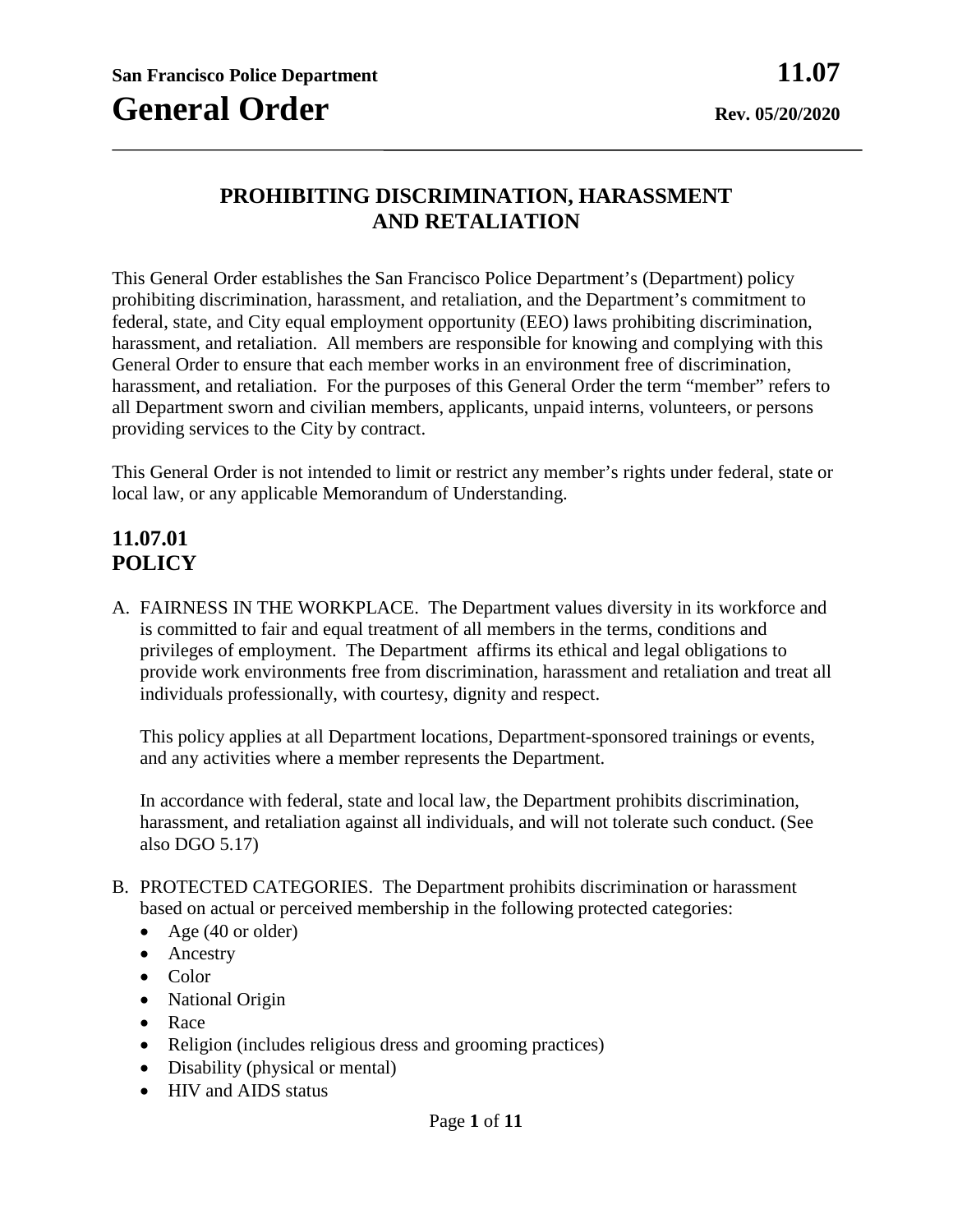**San Francisco Police Department** **11.07**

# General Order

**Rev. 05/20/2020**

## PROHIBITING DISCRIMINATION, HARASSMENT AND RETALIATION

This General Order establishes the San Francisco Police Department's (Department) policy prohibiting discrimination, harassment, and retaliation, and the Department's commitment to federal, state, and City equal employment opportunity (EEO) laws prohibiting discrimination, harassment, and retaliation. All members are responsible for knowing and complying with this General Order to ensure that each member works in an environment free of discrimination, harassment, and retaliation. For the purposes of this General Order the term "member" refers to all Department sworn and civilian members, applicants, unpaid interns, volunteers, or persons providing services to the City by contract.

This General Order is not intended to limit or restrict any member's rights under federal, state or local law, or any applicable Memorandum of Understanding.

## 11.07.01 POLICY

A. FAIRNESS IN THE WORKPLACE. The Department values diversity in its workforce and is committed to fair and equal treatment of all members in the terms, conditions and privileges of employment. The Department affirms its ethical and legal obligations to provide work environments free from discrimination, harassment and retaliation and treat all individuals professionally, with courtesy, dignity and respect.

   This policy applies at all Department locations, Department-sponsored trainings or events, and any activities where a member represents the Department.

   In accordance with federal, state and local law, the Department prohibits discrimination, harassment, and retaliation against all individuals, and will not tolerate such conduct. (See also DGO 5.17)

B. PROTECTED CATEGORIES. The Department prohibits discrimination or harassment based on actual or perceived membership in the following protected categories:
   - Age (40 or older)
   - Ancestry
   - Color
   - National Origin
   - Race
   - Religion (includes religious dress and grooming practices)
   - Disability (physical or mental)
   - HIV and AIDS status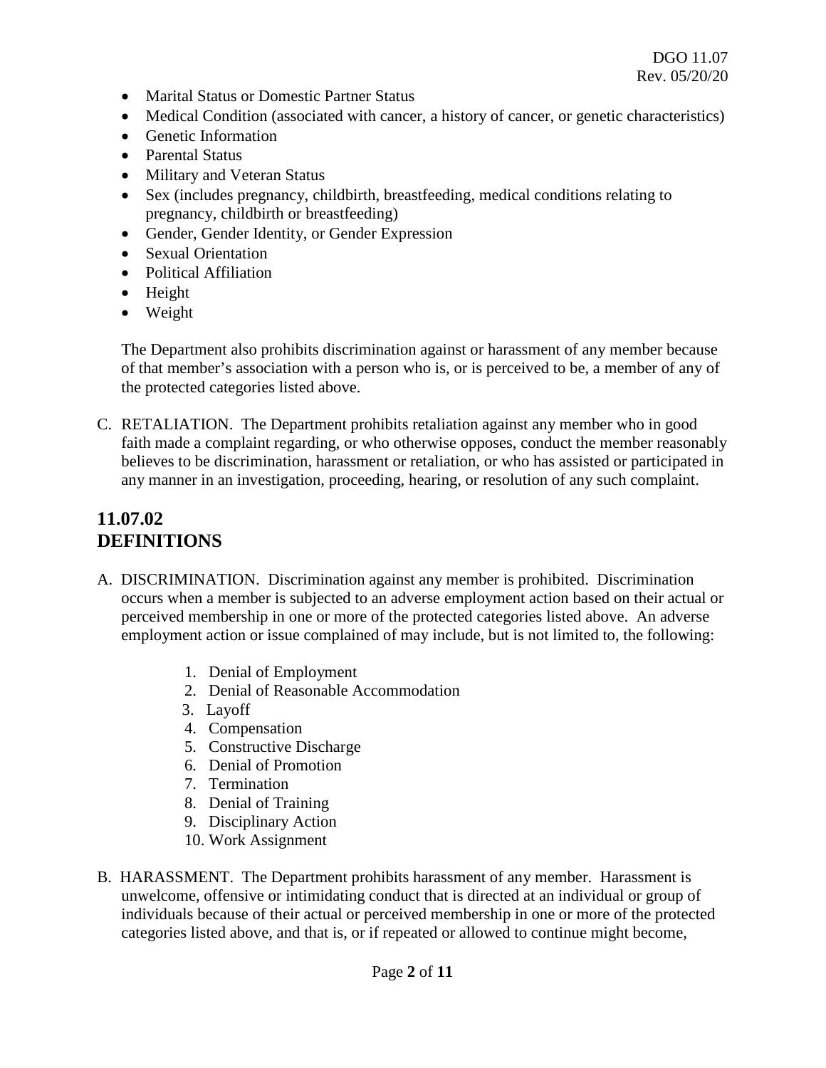- Marital Status or Domestic Partner Status
- Medical Condition (associated with cancer, a history of cancer, or genetic characteristics)
- Genetic Information
- Parental Status
- Military and Veteran Status
- Sex (includes pregnancy, childbirth, breastfeeding, medical conditions relating to pregnancy, childbirth or breastfeeding)
- Gender, Gender Identity, or Gender Expression
- Sexual Orientation
- Political Affiliation
- Height
- Weight

The Department also prohibits discrimination against or harassment of any member because of that member's association with a person who is, or is perceived to be, a member of any of the protected categories listed above.

C. RETALIATION. The Department prohibits retaliation against any member who in good faith made a complaint regarding, or who otherwise opposes, conduct the member reasonably believes to be discrimination, harassment or retaliation, or who has assisted or participated in any manner in an investigation, proceeding, hearing, or resolution of any such complaint.

## 11.07.02 DEFINITIONS

A. DISCRIMINATION. Discrimination against any member is prohibited. Discrimination occurs when a member is subjected to an adverse employment action based on their actual or perceived membership in one or more of the protected categories listed above. An adverse employment action or issue complained of may include, but is not limited to, the following:

1. Denial of Employment
2. Denial of Reasonable Accommodation
3. Layoff
4. Compensation
5. Constructive Discharge
6. Denial of Promotion
7. Termination
8. Denial of Training
9. Disciplinary Action
10. Work Assignment

B. HARASSMENT. The Department prohibits harassment of any member. Harassment is unwelcome, offensive or intimidating conduct that is directed at an individual or group of individuals because of their actual or perceived membership in one or more of the protected categories listed above, and that is, or if repeated or allowed to continue might become,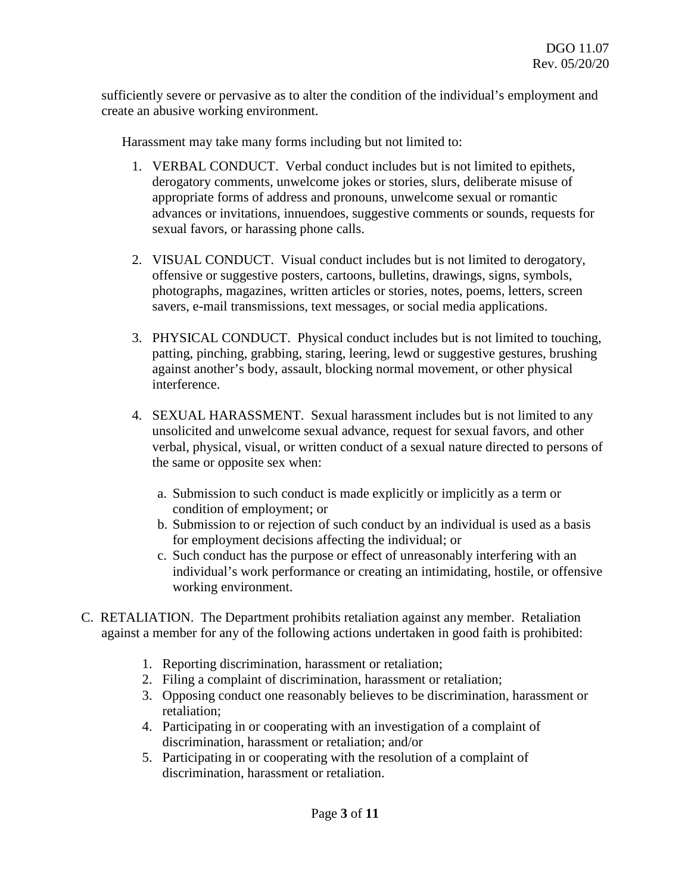sufficiently severe or pervasive as to alter the condition of the individual's employment and create an abusive working environment.

Harassment may take many forms including but not limited to:

1. VERBAL CONDUCT. Verbal conduct includes but is not limited to epithets, derogatory comments, unwelcome jokes or stories, slurs, deliberate misuse of appropriate forms of address and pronouns, unwelcome sexual or romantic advances or invitations, innuendoes, suggestive comments or sounds, requests for sexual favors, or harassing phone calls.

2. VISUAL CONDUCT. Visual conduct includes but is not limited to derogatory, offensive or suggestive posters, cartoons, bulletins, drawings, signs, symbols, photographs, magazines, written articles or stories, notes, poems, letters, screen savers, e-mail transmissions, text messages, or social media applications.

3. PHYSICAL CONDUCT. Physical conduct includes but is not limited to touching, patting, pinching, grabbing, staring, leering, lewd or suggestive gestures, brushing against another's body, assault, blocking normal movement, or other physical interference.

4. SEXUAL HARASSMENT. Sexual harassment includes but is not limited to any unsolicited and unwelcome sexual advance, request for sexual favors, and other verbal, physical, visual, or written conduct of a sexual nature directed to persons of the same or opposite sex when:

   a. Submission to such conduct is made explicitly or implicitly as a term or condition of employment; or
   b. Submission to or rejection of such conduct by an individual is used as a basis for employment decisions affecting the individual; or
   c. Such conduct has the purpose or effect of unreasonably interfering with an individual's work performance or creating an intimidating, hostile, or offensive working environment.

C. RETALIATION. The Department prohibits retaliation against any member. Retaliation against a member for any of the following actions undertaken in good faith is prohibited:

1. Reporting discrimination, harassment or retaliation;
2. Filing a complaint of discrimination, harassment or retaliation;
3. Opposing conduct one reasonably believes to be discrimination, harassment or retaliation;
4. Participating in or cooperating with an investigation of a complaint of discrimination, harassment or retaliation; and/or
5. Participating in or cooperating with the resolution of a complaint of discrimination, harassment or retaliation.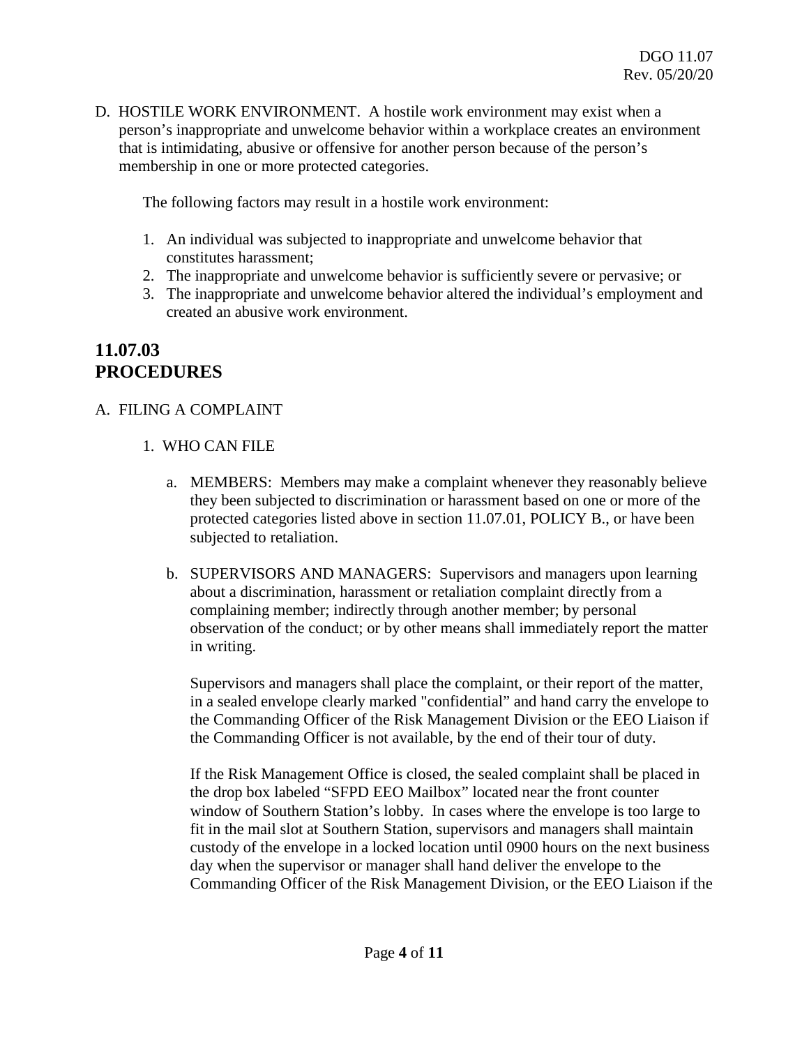D. HOSTILE WORK ENVIRONMENT. A hostile work environment may exist when a person's inappropriate and unwelcome behavior within a workplace creates an environment that is intimidating, abusive or offensive for another person because of the person's membership in one or more protected categories.

The following factors may result in a hostile work environment:

1. An individual was subjected to inappropriate and unwelcome behavior that constitutes harassment;
2. The inappropriate and unwelcome behavior is sufficiently severe or pervasive; or
3. The inappropriate and unwelcome behavior altered the individual's employment and created an abusive work environment.

## 11.07.03 PROCEDURES

A. FILING A COMPLAINT

1. WHO CAN FILE

   a. MEMBERS: Members may make a complaint whenever they reasonably believe they been subjected to discrimination or harassment based on one or more of the protected categories listed above in section 11.07.01, POLICY B., or have been subjected to retaliation.

   b. SUPERVISORS AND MANAGERS: Supervisors and managers upon learning about a discrimination, harassment or retaliation complaint directly from a complaining member; indirectly through another member; by personal observation of the conduct; or by other means shall immediately report the matter in writing.

   Supervisors and managers shall place the complaint, or their report of the matter, in a sealed envelope clearly marked "confidential" and hand carry the envelope to the Commanding Officer of the Risk Management Division or the EEO Liaison if the Commanding Officer is not available, by the end of their tour of duty.

   If the Risk Management Office is closed, the sealed complaint shall be placed in the drop box labeled "SFPD EEO Mailbox" located near the front counter window of Southern Station's lobby. In cases where the envelope is too large to fit in the mail slot at Southern Station, supervisors and managers shall maintain custody of the envelope in a locked location until 0900 hours on the next business day when the supervisor or manager shall hand deliver the envelope to the Commanding Officer of the Risk Management Division, or the EEO Liaison if the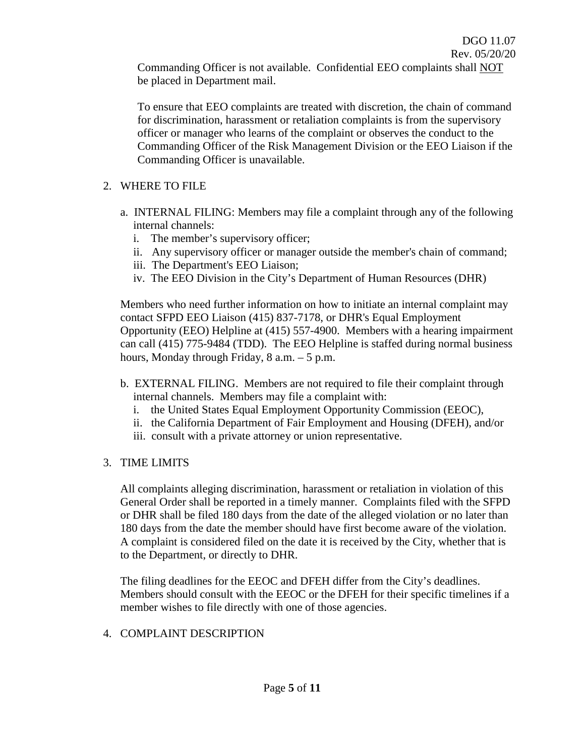Commanding Officer is not available. Confidential EEO complaints shall <u>NOT</u> be placed in Department mail.

To ensure that EEO complaints are treated with discretion, the chain of command for discrimination, harassment or retaliation complaints is from the supervisory officer or manager who learns of the complaint or observes the conduct to the Commanding Officer of the Risk Management Division or the EEO Liaison if the Commanding Officer is unavailable.

2. WHERE TO FILE

   a. INTERNAL FILING: Members may file a complaint through any of the following internal channels:
      i. The member's supervisory officer;
      ii. Any supervisory officer or manager outside the member's chain of command;
      iii. The Department's EEO Liaison;
      iv. The EEO Division in the City's Department of Human Resources (DHR)

   Members who need further information on how to initiate an internal complaint may contact SFPD EEO Liaison (415) 837-7178, or DHR's Equal Employment Opportunity (EEO) Helpline at (415) 557-4900. Members with a hearing impairment can call (415) 775-9484 (TDD). The EEO Helpline is staffed during normal business hours, Monday through Friday, 8 a.m. – 5 p.m.

   b. EXTERNAL FILING. Members are not required to file their complaint through internal channels. Members may file a complaint with:
      i. the United States Equal Employment Opportunity Commission (EEOC),
      ii. the California Department of Fair Employment and Housing (DFEH), and/or
      iii. consult with a private attorney or union representative.

3. TIME LIMITS

   All complaints alleging discrimination, harassment or retaliation in violation of this General Order shall be reported in a timely manner. Complaints filed with the SFPD or DHR shall be filed 180 days from the date of the alleged violation or no later than 180 days from the date the member should have first become aware of the violation. A complaint is considered filed on the date it is received by the City, whether that is to the Department, or directly to DHR.

   The filing deadlines for the EEOC and DFEH differ from the City's deadlines. Members should consult with the EEOC or the DFEH for their specific timelines if a member wishes to file directly with one of those agencies.

4. COMPLAINT DESCRIPTION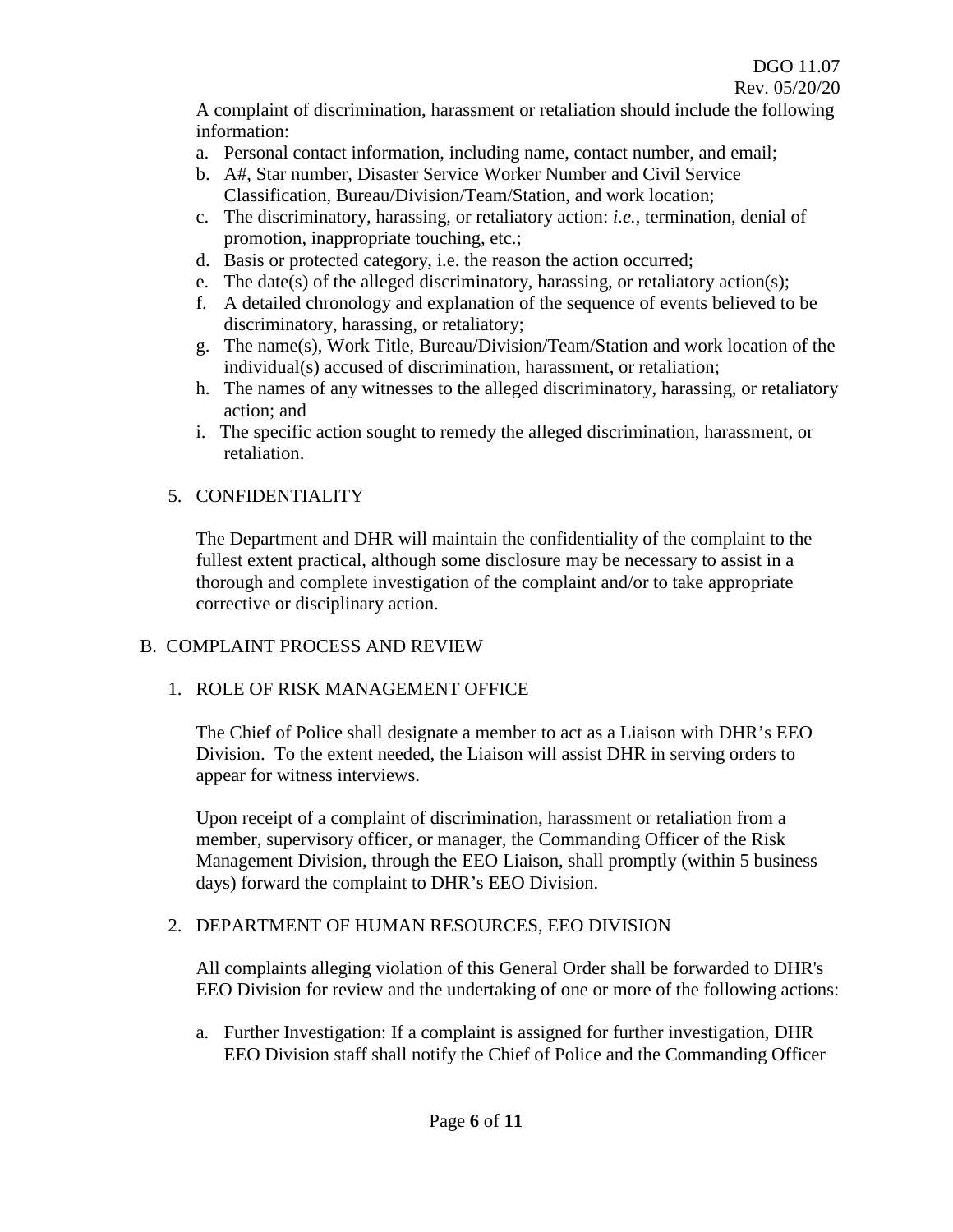A complaint of discrimination, harassment or retaliation should include the following information:

a. Personal contact information, including name, contact number, and email;
b. A#, Star number, Disaster Service Worker Number and Civil Service Classification, Bureau/Division/Team/Station, and work location;
c. The discriminatory, harassing, or retaliatory action: *i.e.*, termination, denial of promotion, inappropriate touching, etc.;
d. Basis or protected category, i.e. the reason the action occurred;
e. The date(s) of the alleged discriminatory, harassing, or retaliatory action(s);
f. A detailed chronology and explanation of the sequence of events believed to be discriminatory, harassing, or retaliatory;
g. The name(s), Work Title, Bureau/Division/Team/Station and work location of the individual(s) accused of discrimination, harassment, or retaliation;
h. The names of any witnesses to the alleged discriminatory, harassing, or retaliatory action; and
i. The specific action sought to remedy the alleged discrimination, harassment, or retaliation.

5. CONFIDENTIALITY

The Department and DHR will maintain the confidentiality of the complaint to the fullest extent practical, although some disclosure may be necessary to assist in a thorough and complete investigation of the complaint and/or to take appropriate corrective or disciplinary action.

## B. COMPLAINT PROCESS AND REVIEW

1. ROLE OF RISK MANAGEMENT OFFICE

The Chief of Police shall designate a member to act as a Liaison with DHR's EEO Division. To the extent needed, the Liaison will assist DHR in serving orders to appear for witness interviews.

Upon receipt of a complaint of discrimination, harassment or retaliation from a member, supervisory officer, or manager, the Commanding Officer of the Risk Management Division, through the EEO Liaison, shall promptly (within 5 business days) forward the complaint to DHR's EEO Division.

2. DEPARTMENT OF HUMAN RESOURCES, EEO DIVISION

All complaints alleging violation of this General Order shall be forwarded to DHR's EEO Division for review and the undertaking of one or more of the following actions:

a. Further Investigation: If a complaint is assigned for further investigation, DHR EEO Division staff shall notify the Chief of Police and the Commanding Officer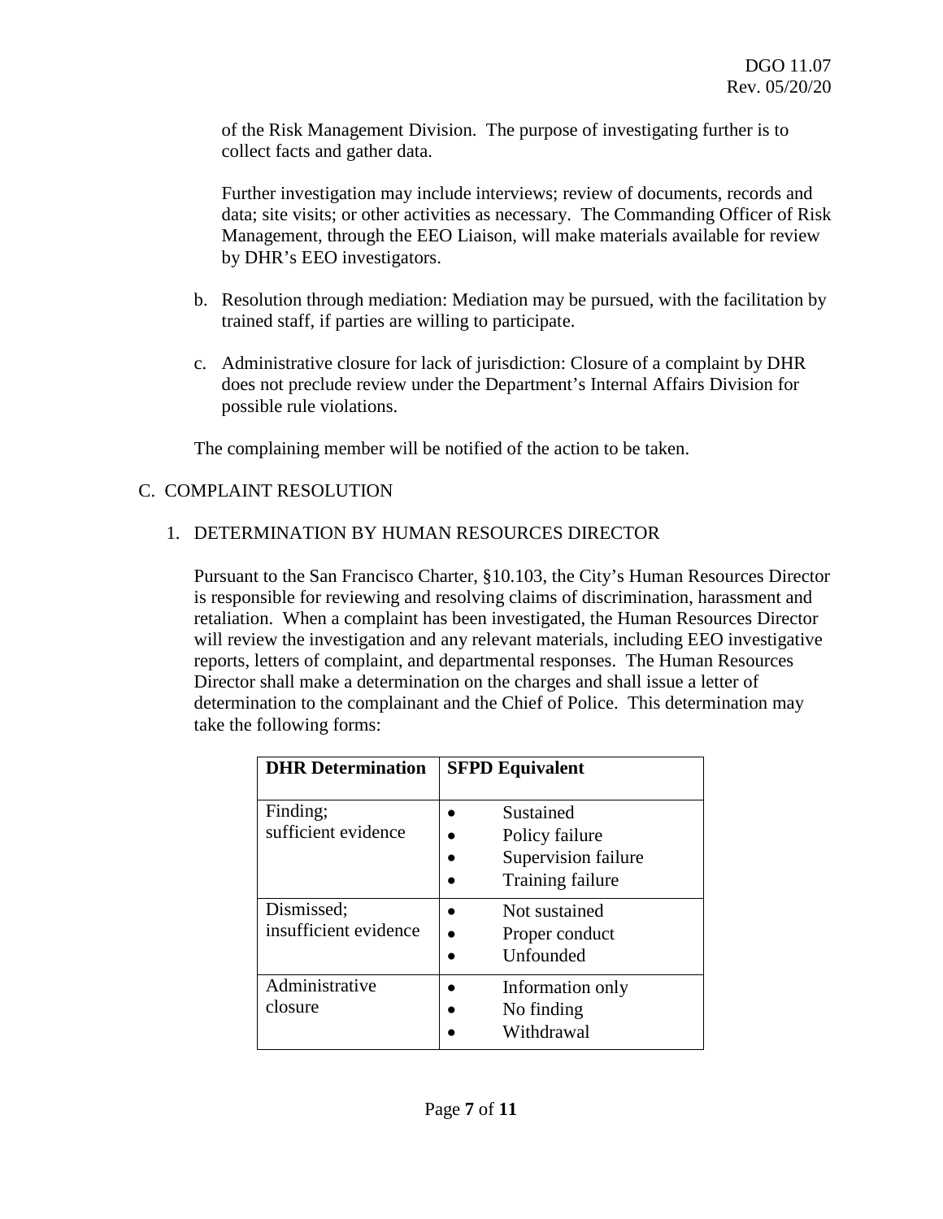of the Risk Management Division. The purpose of investigating further is to collect facts and gather data.

Further investigation may include interviews; review of documents, records and data; site visits; or other activities as necessary. The Commanding Officer of Risk Management, through the EEO Liaison, will make materials available for review by DHR's EEO investigators.

b. Resolution through mediation: Mediation may be pursued, with the facilitation by trained staff, if parties are willing to participate.

c. Administrative closure for lack of jurisdiction: Closure of a complaint by DHR does not preclude review under the Department's Internal Affairs Division for possible rule violations.

The complaining member will be notified of the action to be taken.

## C. COMPLAINT RESOLUTION

### 1. DETERMINATION BY HUMAN RESOURCES DIRECTOR

Pursuant to the San Francisco Charter, §10.103, the City's Human Resources Director is responsible for reviewing and resolving claims of discrimination, harassment and retaliation. When a complaint has been investigated, the Human Resources Director will review the investigation and any relevant materials, including EEO investigative reports, letters of complaint, and departmental responses. The Human Resources Director shall make a determination on the charges and shall issue a letter of determination to the complainant and the Chief of Police. This determination may take the following forms:

| DHR Determination | SFPD Equivalent |
|---|---|
| Finding; sufficient evidence | • Sustained<br>• Policy failure<br>• Supervision failure<br>• Training failure |
| Dismissed; insufficient evidence | • Not sustained<br>• Proper conduct<br>• Unfounded |
| Administrative closure | • Information only<br>• No finding<br>• Withdrawal |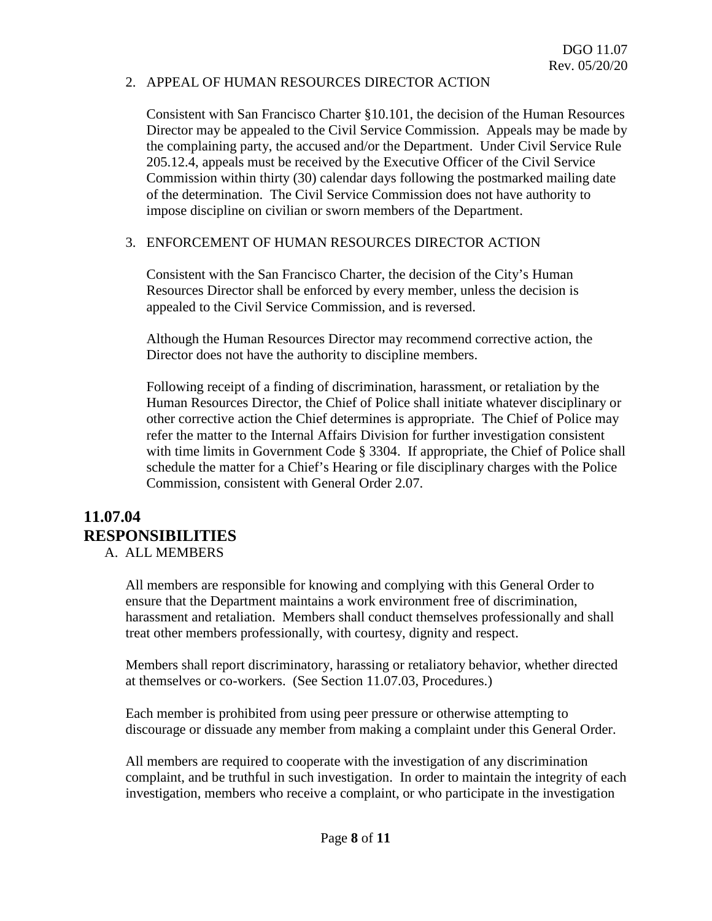2. APPEAL OF HUMAN RESOURCES DIRECTOR ACTION

   Consistent with San Francisco Charter §10.101, the decision of the Human Resources Director may be appealed to the Civil Service Commission. Appeals may be made by the complaining party, the accused and/or the Department. Under Civil Service Rule 205.12.4, appeals must be received by the Executive Officer of the Civil Service Commission within thirty (30) calendar days following the postmarked mailing date of the determination. The Civil Service Commission does not have authority to impose discipline on civilian or sworn members of the Department.

3. ENFORCEMENT OF HUMAN RESOURCES DIRECTOR ACTION

   Consistent with the San Francisco Charter, the decision of the City's Human Resources Director shall be enforced by every member, unless the decision is appealed to the Civil Service Commission, and is reversed.

   Although the Human Resources Director may recommend corrective action, the Director does not have the authority to discipline members.

   Following receipt of a finding of discrimination, harassment, or retaliation by the Human Resources Director, the Chief of Police shall initiate whatever disciplinary or other corrective action the Chief determines is appropriate. The Chief of Police may refer the matter to the Internal Affairs Division for further investigation consistent with time limits in Government Code § 3304. If appropriate, the Chief of Police shall schedule the matter for a Chief's Hearing or file disciplinary charges with the Police Commission, consistent with General Order 2.07.

## 11.07.04 RESPONSIBILITIES

A. ALL MEMBERS

All members are responsible for knowing and complying with this General Order to ensure that the Department maintains a work environment free of discrimination, harassment and retaliation. Members shall conduct themselves professionally and shall treat other members professionally, with courtesy, dignity and respect.

Members shall report discriminatory, harassing or retaliatory behavior, whether directed at themselves or co-workers. (See Section 11.07.03, Procedures.)

Each member is prohibited from using peer pressure or otherwise attempting to discourage or dissuade any member from making a complaint under this General Order.

All members are required to cooperate with the investigation of any discrimination complaint, and be truthful in such investigation. In order to maintain the integrity of each investigation, members who receive a complaint, or who participate in the investigation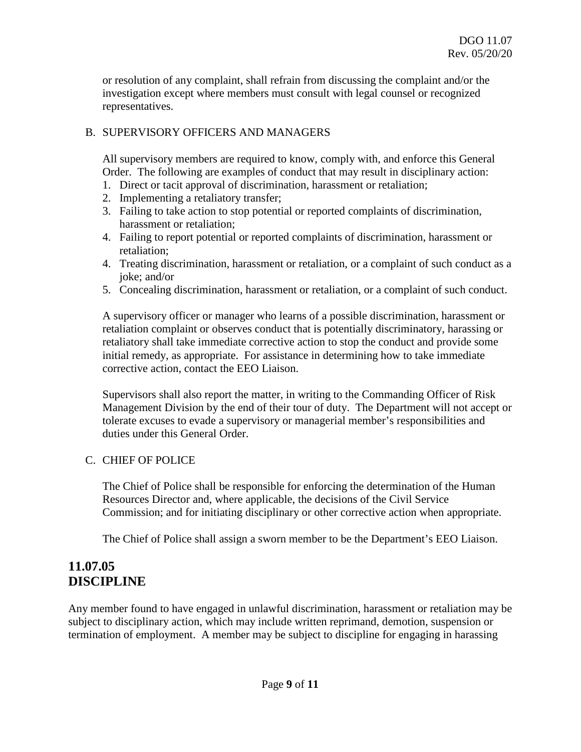or resolution of any complaint, shall refrain from discussing the complaint and/or the investigation except where members must consult with legal counsel or recognized representatives.

B. SUPERVISORY OFFICERS AND MANAGERS

All supervisory members are required to know, comply with, and enforce this General Order. The following are examples of conduct that may result in disciplinary action:

1. Direct or tacit approval of discrimination, harassment or retaliation;
2. Implementing a retaliatory transfer;
3. Failing to take action to stop potential or reported complaints of discrimination, harassment or retaliation;
4. Failing to report potential or reported complaints of discrimination, harassment or retaliation;
4. Treating discrimination, harassment or retaliation, or a complaint of such conduct as a joke; and/or
5. Concealing discrimination, harassment or retaliation, or a complaint of such conduct.

A supervisory officer or manager who learns of a possible discrimination, harassment or retaliation complaint or observes conduct that is potentially discriminatory, harassing or retaliatory shall take immediate corrective action to stop the conduct and provide some initial remedy, as appropriate. For assistance in determining how to take immediate corrective action, contact the EEO Liaison.

Supervisors shall also report the matter, in writing to the Commanding Officer of Risk Management Division by the end of their tour of duty. The Department will not accept or tolerate excuses to evade a supervisory or managerial member's responsibilities and duties under this General Order.

C. CHIEF OF POLICE

The Chief of Police shall be responsible for enforcing the determination of the Human Resources Director and, where applicable, the decisions of the Civil Service Commission; and for initiating disciplinary or other corrective action when appropriate.

The Chief of Police shall assign a sworn member to be the Department's EEO Liaison.

## 11.07.05 DISCIPLINE

Any member found to have engaged in unlawful discrimination, harassment or retaliation may be subject to disciplinary action, which may include written reprimand, demotion, suspension or termination of employment. A member may be subject to discipline for engaging in harassing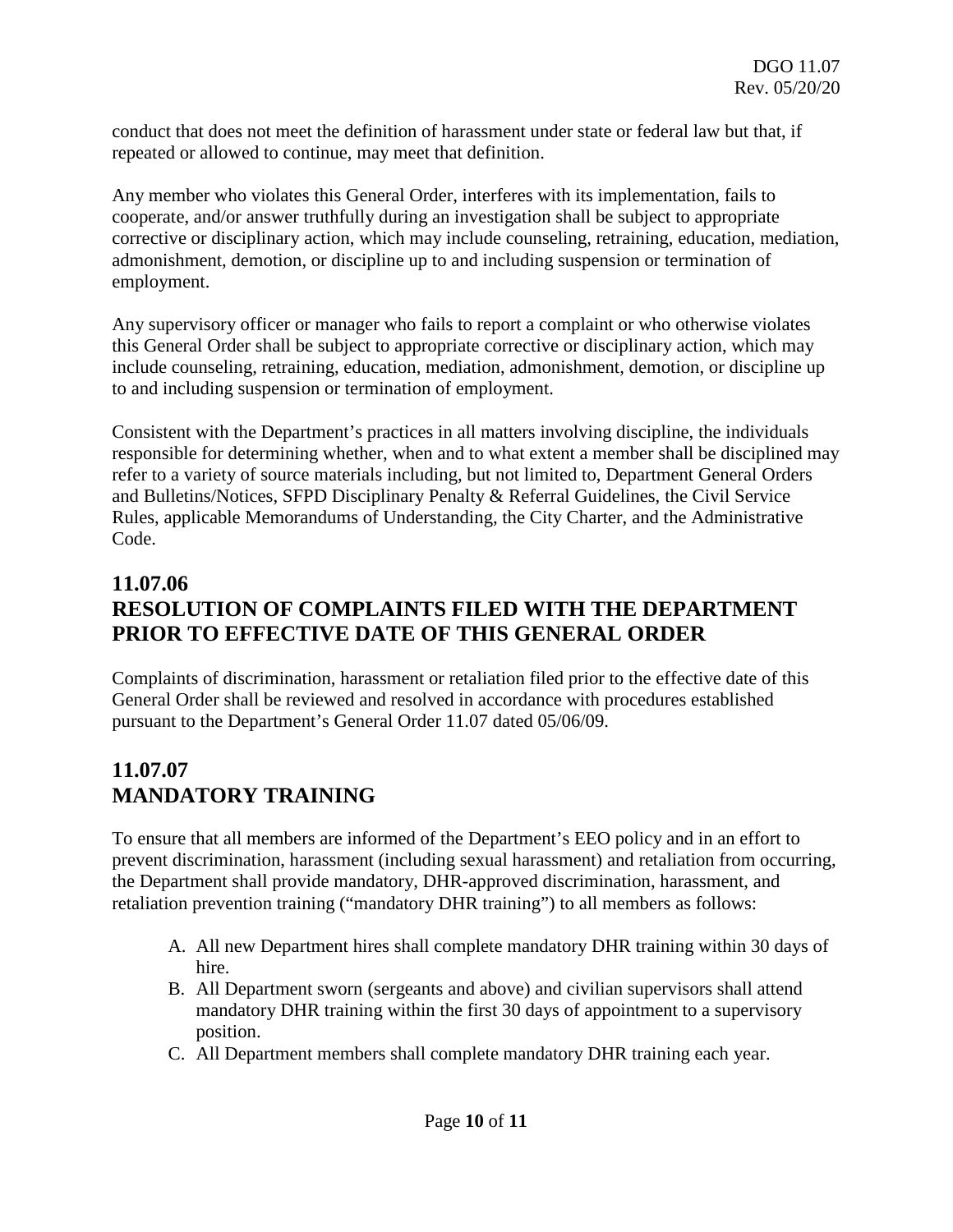conduct that does not meet the definition of harassment under state or federal law but that, if repeated or allowed to continue, may meet that definition.

Any member who violates this General Order, interferes with its implementation, fails to cooperate, and/or answer truthfully during an investigation shall be subject to appropriate corrective or disciplinary action, which may include counseling, retraining, education, mediation, admonishment, demotion, or discipline up to and including suspension or termination of employment.

Any supervisory officer or manager who fails to report a complaint or who otherwise violates this General Order shall be subject to appropriate corrective or disciplinary action, which may include counseling, retraining, education, mediation, admonishment, demotion, or discipline up to and including suspension or termination of employment.

Consistent with the Department's practices in all matters involving discipline, the individuals responsible for determining whether, when and to what extent a member shall be disciplined may refer to a variety of source materials including, but not limited to, Department General Orders and Bulletins/Notices, SFPD Disciplinary Penalty & Referral Guidelines, the Civil Service Rules, applicable Memorandums of Understanding, the City Charter, and the Administrative Code.

## 11.07.06
## RESOLUTION OF COMPLAINTS FILED WITH THE DEPARTMENT PRIOR TO EFFECTIVE DATE OF THIS GENERAL ORDER

Complaints of discrimination, harassment or retaliation filed prior to the effective date of this General Order shall be reviewed and resolved in accordance with procedures established pursuant to the Department's General Order 11.07 dated 05/06/09.

## 11.07.07
## MANDATORY TRAINING

To ensure that all members are informed of the Department's EEO policy and in an effort to prevent discrimination, harassment (including sexual harassment) and retaliation from occurring, the Department shall provide mandatory, DHR-approved discrimination, harassment, and retaliation prevention training ("mandatory DHR training") to all members as follows:

A. All new Department hires shall complete mandatory DHR training within 30 days of hire.
B. All Department sworn (sergeants and above) and civilian supervisors shall attend mandatory DHR training within the first 30 days of appointment to a supervisory position.
C. All Department members shall complete mandatory DHR training each year.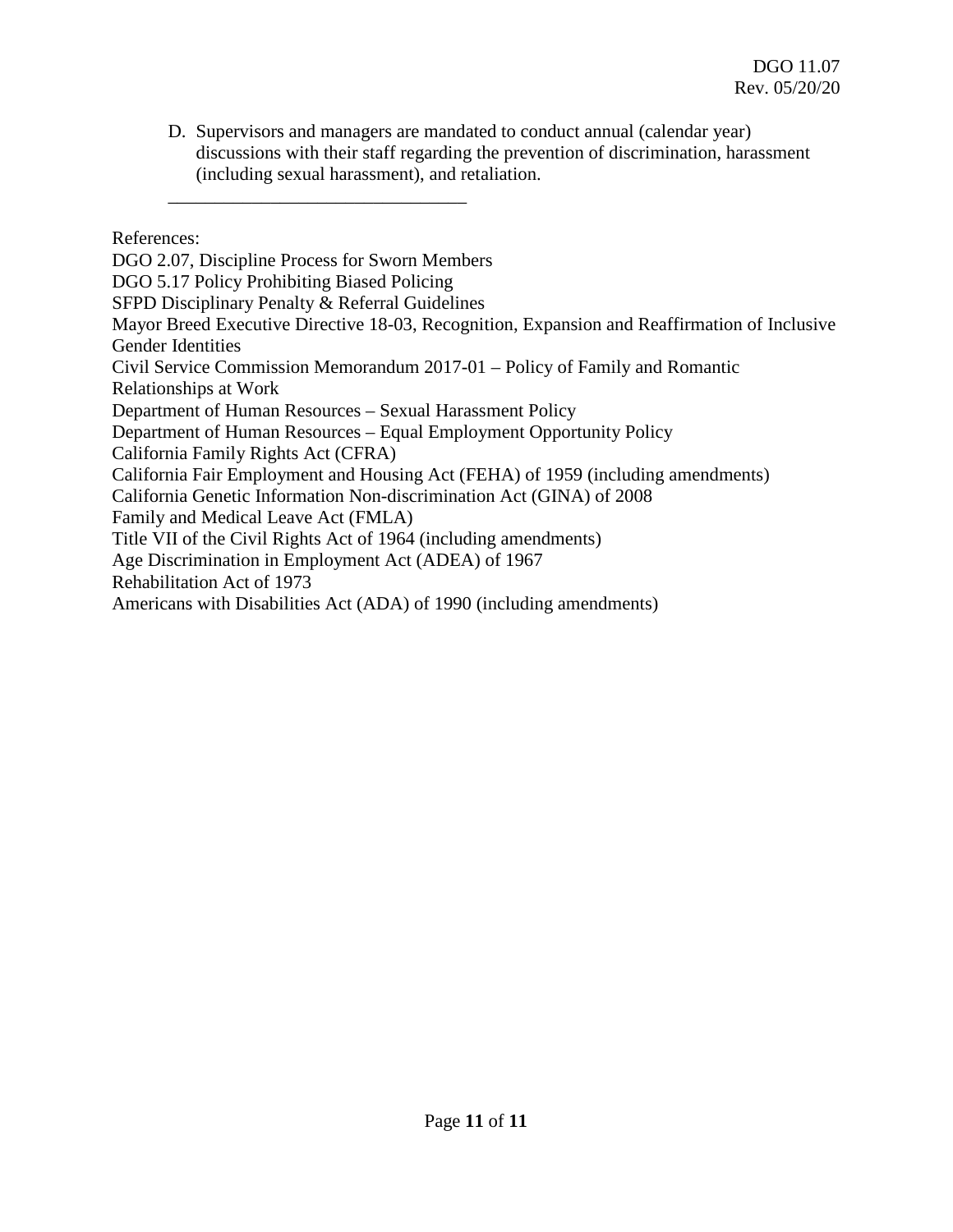D. Supervisors and managers are mandated to conduct annual (calendar year) discussions with their staff regarding the prevention of discrimination, harassment (including sexual harassment), and retaliation.

________________________________

References:

DGO 2.07, Discipline Process for Sworn Members
DGO 5.17 Policy Prohibiting Biased Policing
SFPD Disciplinary Penalty & Referral Guidelines
Mayor Breed Executive Directive 18-03, Recognition, Expansion and Reaffirmation of Inclusive Gender Identities
Civil Service Commission Memorandum 2017-01 – Policy of Family and Romantic Relationships at Work
Department of Human Resources – Sexual Harassment Policy
Department of Human Resources – Equal Employment Opportunity Policy
California Family Rights Act (CFRA)
California Fair Employment and Housing Act (FEHA) of 1959 (including amendments)
California Genetic Information Non-discrimination Act (GINA) of 2008
Family and Medical Leave Act (FMLA)
Title VII of the Civil Rights Act of 1964 (including amendments)
Age Discrimination in Employment Act (ADEA) of 1967
Rehabilitation Act of 1973
Americans with Disabilities Act (ADA) of 1990 (including amendments)